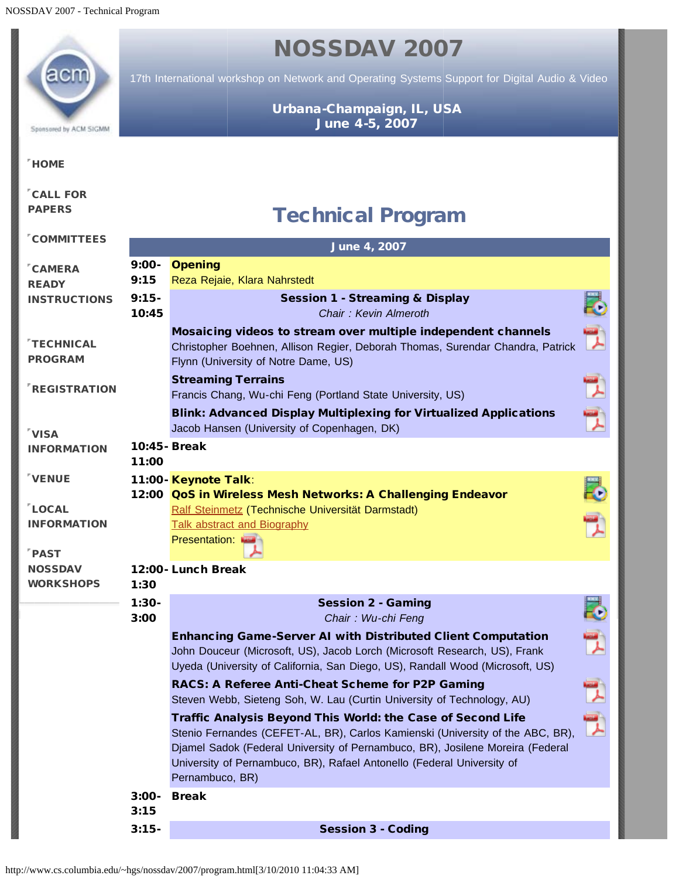# NOSSDAV 2007

17th International workshop on Network and Operating Systems Support for Digital Audio & Video

**Urbana-Champaign, IL, USA**
**June 4-5, 2007**

Sponsored by ACM SIGMM

- HOME
- CALL FOR PAPERS
- COMMITTEES
- CAMERA READY INSTRUCTIONS
- TECHNICAL PROGRAM
- REGISTRATION
- VISA INFORMATION
- VENUE
- LOCAL INFORMATION
- PAST NOSSDAV WORKSHOPS

## Technical Program

### June 4, 2007

| Time | Event |
|---|---|
| 9:00-9:15 | **Opening**<br>Reza Rejaie, Klara Nahrstedt |
| 9:15-10:45 | **Session 1 - Streaming & Display**<br>*Chair : Kevin Almeroth* |
| | **Mosaicing videos to stream over multiple independent channels**<br>Christopher Boehnen, Allison Regier, Deborah Thomas, Surendar Chandra, Patrick Flynn (University of Notre Dame, US) |
| | **Streaming Terrains**<br>Francis Chang, Wu-chi Feng (Portland State University, US) |
| | **Blink: Advanced Display Multiplexing for Virtualized Applications**<br>Jacob Hansen (University of Copenhagen, DK) |
| 10:45-11:00 | **Break** |
| 11:00-12:00 | **Keynote Talk**:<br>**QoS in Wireless Mesh Networks: A Challenging Endeavor**<br>Ralf Steinmetz (Technische Universität Darmstadt)<br>Talk abstract and Biography<br>Presentation: |
| 12:00-1:30 | **Lunch Break** |
| 1:30-3:00 | **Session 2 - Gaming**<br>*Chair : Wu-chi Feng* |
| | **Enhancing Game-Server AI with Distributed Client Computation**<br>John Douceur (Microsoft, US), Jacob Lorch (Microsoft Research, US), Frank Uyeda (University of California, San Diego, US), Randall Wood (Microsoft, US) |
| | **RACS: A Referee Anti-Cheat Scheme for P2P Gaming**<br>Steven Webb, Sieteng Soh, W. Lau (Curtin University of Technology, AU) |
| | **Traffic Analysis Beyond This World: the Case of Second Life**<br>Stenio Fernandes (CEFET-AL, BR), Carlos Kamienski (University of the ABC, BR), Djamel Sadok (Federal University of Pernambuco, BR), Josilene Moreira (Federal University of Pernambuco, BR), Rafael Antonello (Federal University of Pernambuco, BR) |
| 3:00-3:15 | **Break** |
| 3:15- | **Session 3 - Coding** |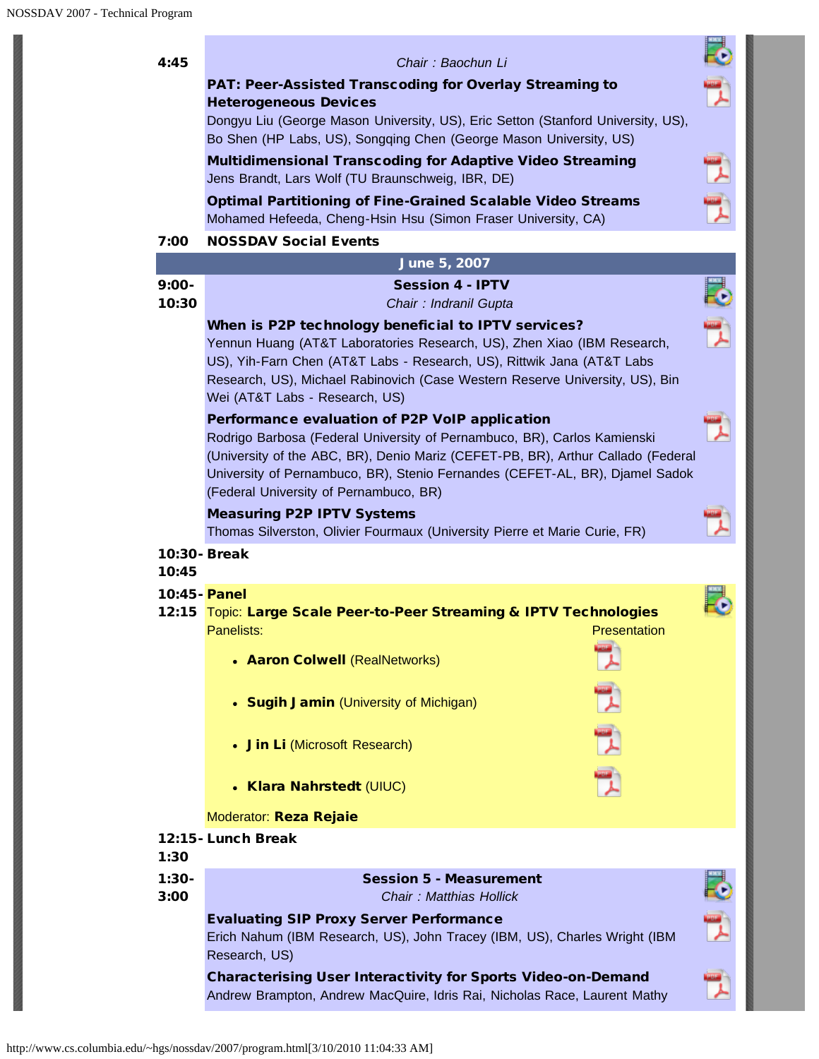**4:45**

*Chair : Baochun Li*

**PAT: Peer-Assisted Transcoding for Overlay Streaming to Heterogeneous Devices**
Dongyu Liu (George Mason University, US), Eric Setton (Stanford University, US), Bo Shen (HP Labs, US), Songqing Chen (George Mason University, US)

**Multidimensional Transcoding for Adaptive Video Streaming**
Jens Brandt, Lars Wolf (TU Braunschweig, IBR, DE)

**Optimal Partitioning of Fine-Grained Scalable Video Streams**
Mohamed Hefeeda, Cheng-Hsin Hsu (Simon Fraser University, CA)

**7:00** **NOSSDAV Social Events**

## June 5, 2007

**9:00-10:30**

### Session 4 - IPTV

*Chair : Indranil Gupta*

**When is P2P technology beneficial to IPTV services?**
Yennun Huang (AT&T Laboratories Research, US), Zhen Xiao (IBM Research, US), Yih-Farn Chen (AT&T Labs - Research, US), Rittwik Jana (AT&T Labs Research, US), Michael Rabinovich (Case Western Reserve University, US), Bin Wei (AT&T Labs - Research, US)

**Performance evaluation of P2P VoIP application**
Rodrigo Barbosa (Federal University of Pernambuco, BR), Carlos Kamienski (University of the ABC, BR), Denio Mariz (CEFET-PB, BR), Arthur Callado (Federal University of Pernambuco, BR), Stenio Fernandes (CEFET-AL, BR), Djamel Sadok (Federal University of Pernambuco, BR)

**Measuring P2P IPTV Systems**
Thomas Silverston, Olivier Fourmaux (University Pierre et Marie Curie, FR)

**10:30-10:45** **Break**

**10:45-12:15** **Panel**

Topic: **Large Scale Peer-to-Peer Streaming & IPTV Technologies**

Panelists: Presentation

- **Aaron Colwell** (RealNetworks)
- **Sugih Jamin** (University of Michigan)
- **Jin Li** (Microsoft Research)
- **Klara Nahrstedt** (UIUC)

Moderator: **Reza Rejaie**

**12:15-1:30** **Lunch Break**

**1:30-3:00**

### Session 5 - Measurement

*Chair : Matthias Hollick*

**Evaluating SIP Proxy Server Performance**
Erich Nahum (IBM Research, US), John Tracey (IBM, US), Charles Wright (IBM Research, US)

**Characterising User Interactivity for Sports Video-on-Demand**
Andrew Brampton, Andrew MacQuire, Idris Rai, Nicholas Race, Laurent Mathy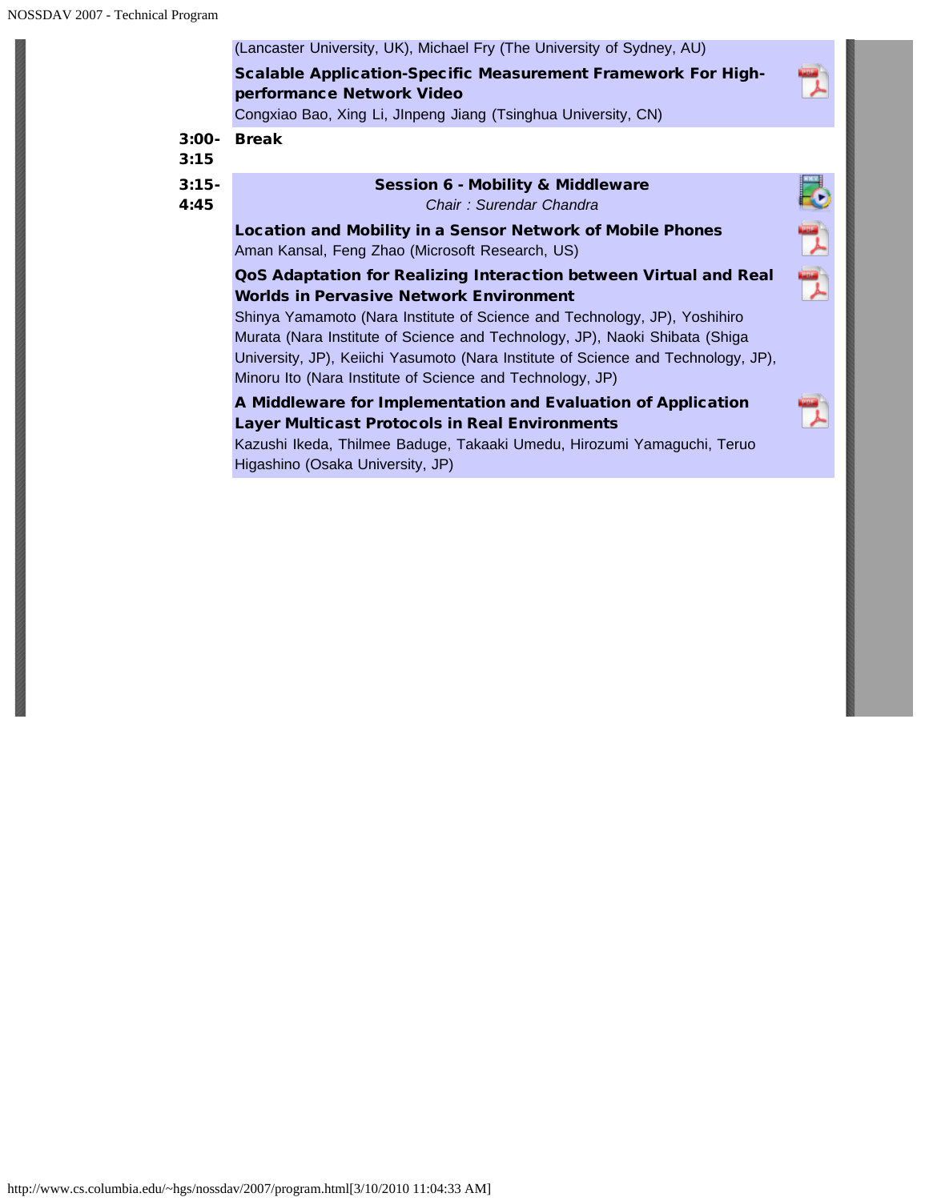(Lancaster University, UK), Michael Fry (The University of Sydney, AU)

**Scalable Application-Specific Measurement Framework For High-performance Network Video**
Congxiao Bao, Xing Li, JInpeng Jiang (Tsinghua University, CN)

**3:00-3:15** **Break**

**3:15-4:45**

**Session 6 - Mobility & Middleware**
*Chair : Surendar Chandra*

**Location and Mobility in a Sensor Network of Mobile Phones**
Aman Kansal, Feng Zhao (Microsoft Research, US)

**QoS Adaptation for Realizing Interaction between Virtual and Real Worlds in Pervasive Network Environment**
Shinya Yamamoto (Nara Institute of Science and Technology, JP), Yoshihiro Murata (Nara Institute of Science and Technology, JP), Naoki Shibata (Shiga University, JP), Keiichi Yasumoto (Nara Institute of Science and Technology, JP), Minoru Ito (Nara Institute of Science and Technology, JP)

**A Middleware for Implementation and Evaluation of Application Layer Multicast Protocols in Real Environments**
Kazushi Ikeda, Thilmee Baduge, Takaaki Umedu, Hirozumi Yamaguchi, Teruo Higashino (Osaka University, JP)